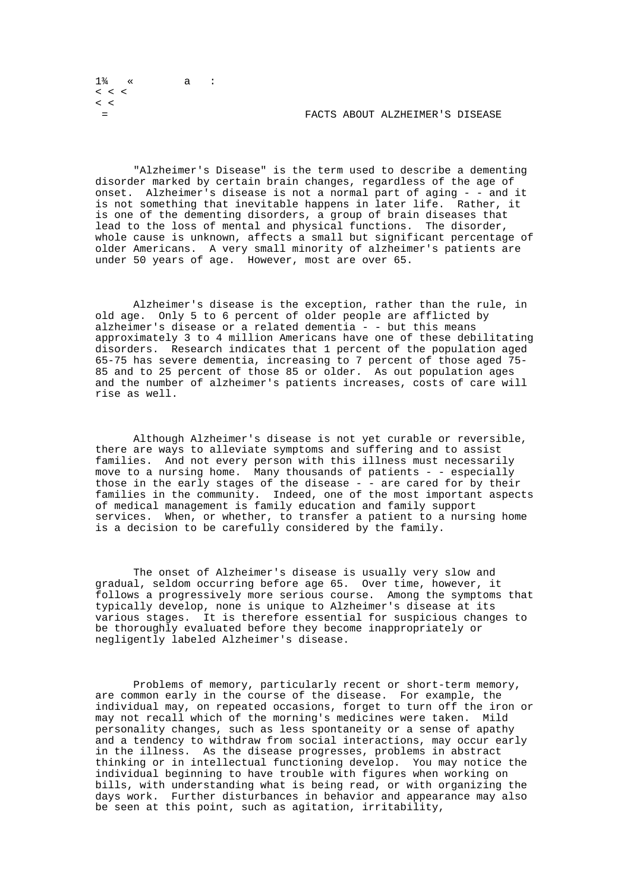1¾ « a :
< < <
< <
=

# FACTS ABOUT ALZHEIMER'S DISEASE

"Alzheimer's Disease" is the term used to describe a dementing disorder marked by certain brain changes, regardless of the age of onset. Alzheimer's disease is not a normal part of aging - - and it is not something that inevitable happens in later life. Rather, it is one of the dementing disorders, a group of brain diseases that lead to the loss of mental and physical functions. The disorder, whole cause is unknown, affects a small but significant percentage of older Americans. A very small minority of alzheimer's patients are under 50 years of age. However, most are over 65.

Alzheimer's disease is the exception, rather than the rule, in old age. Only 5 to 6 percent of older people are afflicted by alzheimer's disease or a related dementia - - but this means approximately 3 to 4 million Americans have one of these debilitating disorders. Research indicates that 1 percent of the population aged 65-75 has severe dementia, increasing to 7 percent of those aged 75-85 and to 25 percent of those 85 or older. As out population ages and the number of alzheimer's patients increases, costs of care will rise as well.

Although Alzheimer's disease is not yet curable or reversible, there are ways to alleviate symptoms and suffering and to assist families. And not every person with this illness must necessarily move to a nursing home. Many thousands of patients - - especially those in the early stages of the disease - - are cared for by their families in the community. Indeed, one of the most important aspects of medical management is family education and family support services. When, or whether, to transfer a patient to a nursing home is a decision to be carefully considered by the family.

The onset of Alzheimer's disease is usually very slow and gradual, seldom occurring before age 65. Over time, however, it follows a progressively more serious course. Among the symptoms that typically develop, none is unique to Alzheimer's disease at its various stages. It is therefore essential for suspicious changes to be thoroughly evaluated before they become inappropriately or negligently labeled Alzheimer's disease.

Problems of memory, particularly recent or short-term memory, are common early in the course of the disease. For example, the individual may, on repeated occasions, forget to turn off the iron or may not recall which of the morning's medicines were taken. Mild personality changes, such as less spontaneity or a sense of apathy and a tendency to withdraw from social interactions, may occur early in the illness. As the disease progresses, problems in abstract thinking or in intellectual functioning develop. You may notice the individual beginning to have trouble with figures when working on bills, with understanding what is being read, or with organizing the days work. Further disturbances in behavior and appearance may also be seen at this point, such as agitation, irritability,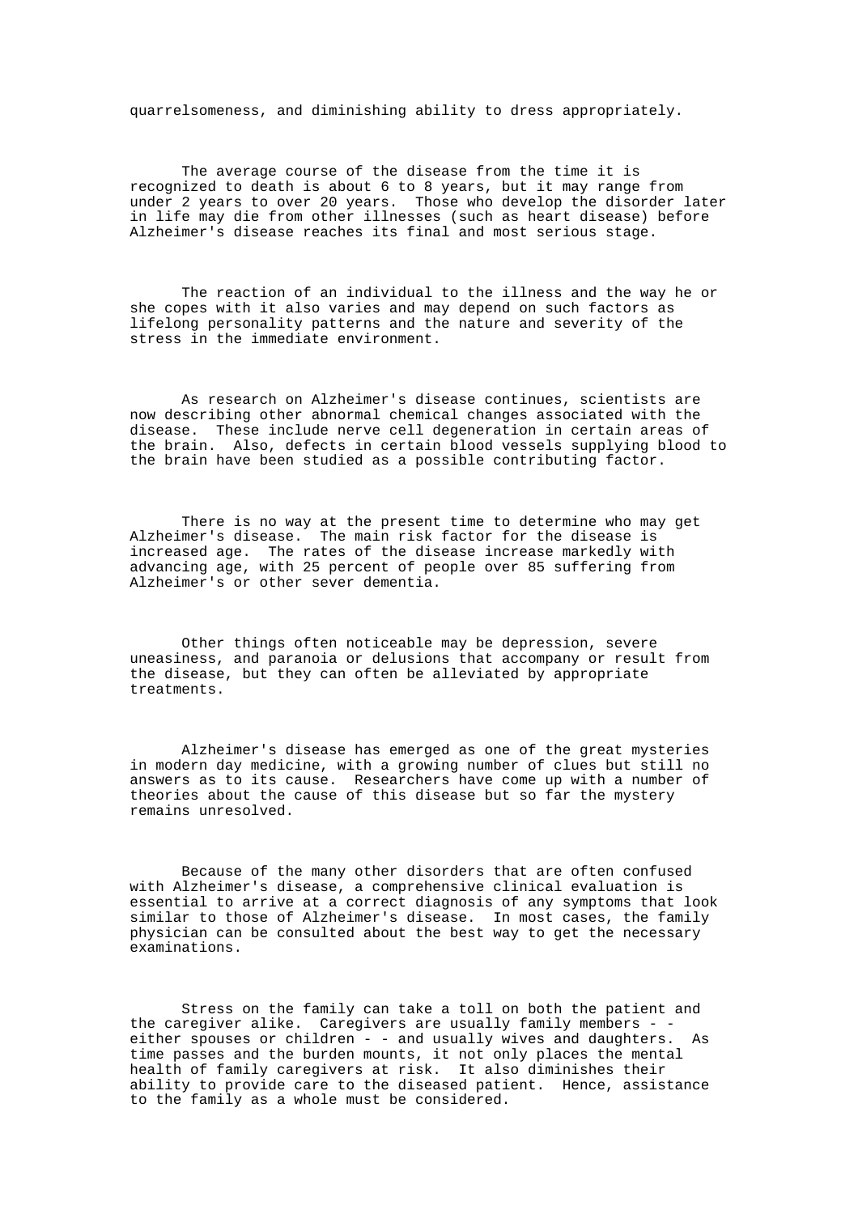quarrelsomeness, and diminishing ability to dress appropriately.

The average course of the disease from the time it is recognized to death is about 6 to 8 years, but it may range from under 2 years to over 20 years. Those who develop the disorder later in life may die from other illnesses (such as heart disease) before Alzheimer's disease reaches its final and most serious stage.

The reaction of an individual to the illness and the way he or she copes with it also varies and may depend on such factors as lifelong personality patterns and the nature and severity of the stress in the immediate environment.

As research on Alzheimer's disease continues, scientists are now describing other abnormal chemical changes associated with the disease. These include nerve cell degeneration in certain areas of the brain. Also, defects in certain blood vessels supplying blood to the brain have been studied as a possible contributing factor.

There is no way at the present time to determine who may get Alzheimer's disease. The main risk factor for the disease is increased age. The rates of the disease increase markedly with advancing age, with 25 percent of people over 85 suffering from Alzheimer's or other sever dementia.

Other things often noticeable may be depression, severe uneasiness, and paranoia or delusions that accompany or result from the disease, but they can often be alleviated by appropriate treatments.

Alzheimer's disease has emerged as one of the great mysteries in modern day medicine, with a growing number of clues but still no answers as to its cause. Researchers have come up with a number of theories about the cause of this disease but so far the mystery remains unresolved.

Because of the many other disorders that are often confused with Alzheimer's disease, a comprehensive clinical evaluation is essential to arrive at a correct diagnosis of any symptoms that look similar to those of Alzheimer's disease. In most cases, the family physician can be consulted about the best way to get the necessary examinations.

Stress on the family can take a toll on both the patient and the caregiver alike. Caregivers are usually family members - - either spouses or children - - and usually wives and daughters. As time passes and the burden mounts, it not only places the mental health of family caregivers at risk. It also diminishes their ability to provide care to the diseased patient. Hence, assistance to the family as a whole must be considered.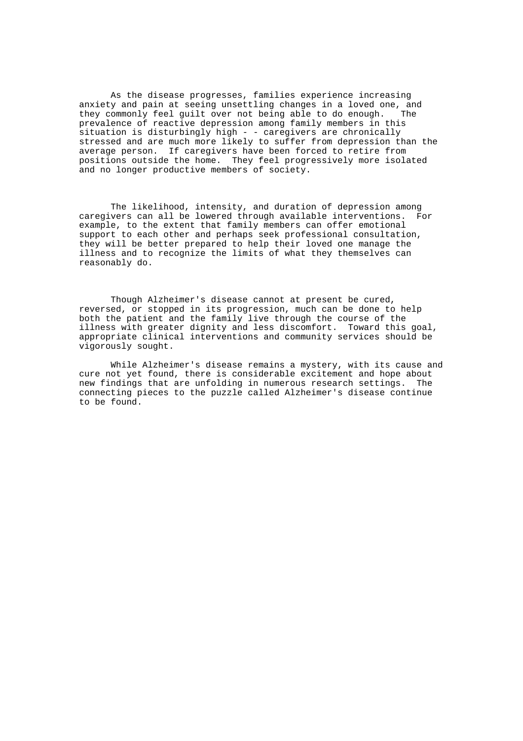As the disease progresses, families experience increasing anxiety and pain at seeing unsettling changes in a loved one, and they commonly feel guilt over not being able to do enough. The prevalence of reactive depression among family members in this situation is disturbingly high - - caregivers are chronically stressed and are much more likely to suffer from depression than the average person. If caregivers have been forced to retire from positions outside the home. They feel progressively more isolated and no longer productive members of society.

The likelihood, intensity, and duration of depression among caregivers can all be lowered through available interventions. For example, to the extent that family members can offer emotional support to each other and perhaps seek professional consultation, they will be better prepared to help their loved one manage the illness and to recognize the limits of what they themselves can reasonably do.

Though Alzheimer's disease cannot at present be cured, reversed, or stopped in its progression, much can be done to help both the patient and the family live through the course of the illness with greater dignity and less discomfort. Toward this goal, appropriate clinical interventions and community services should be vigorously sought.

While Alzheimer's disease remains a mystery, with its cause and cure not yet found, there is considerable excitement and hope about new findings that are unfolding in numerous research settings. The connecting pieces to the puzzle called Alzheimer's disease continue to be found.